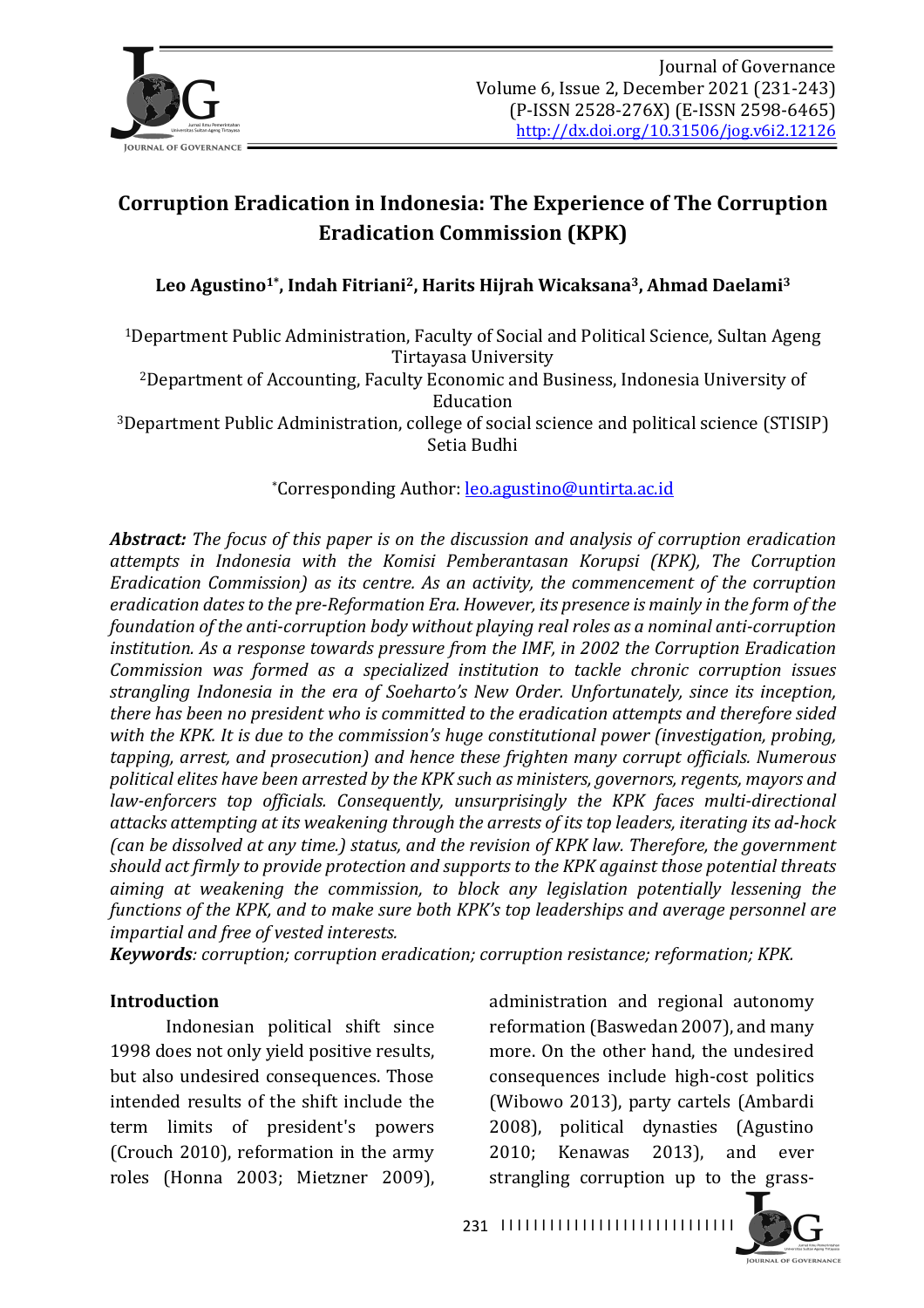# Corruption Eradication in Indonesia: The Experience of The Corruption Eradication Commission (KPK)

**Leo Agustino[1*], Indah Fitriani[2], Harits Hijrah Wicaksana[3], Ahmad Daelami[3]**

[1]Department Public Administration, Faculty of Social and Political Science, Sultan Ageng Tirtayasa University

[2]Department of Accounting, Faculty Economic and Business, Indonesia University of Education

[3]Department Public Administration, college of social science and political science (STISIP) Setia Budhi

*Corresponding Author: leo.agustino@untirta.ac.id

***Abstract:*** *The focus of this paper is on the discussion and analysis of corruption eradication attempts in Indonesia with the Komisi Pemberantasan Korupsi (KPK), The Corruption Eradication Commission) as its centre. As an activity, the commencement of the corruption eradication dates to the pre-Reformation Era. However, its presence is mainly in the form of the foundation of the anti-corruption body without playing real roles as a nominal anti-corruption institution. As a response towards pressure from the IMF, in 2002 the Corruption Eradication Commission was formed as a specialized institution to tackle chronic corruption issues strangling Indonesia in the era of Soeharto's New Order. Unfortunately, since its inception, there has been no president who is committed to the eradication attempts and therefore sided with the KPK. It is due to the commission's huge constitutional power (investigation, probing, tapping, arrest, and prosecution) and hence these frighten many corrupt officials. Numerous political elites have been arrested by the KPK such as ministers, governors, regents, mayors and law-enforcers top officials. Consequently, unsurprisingly the KPK faces multi-directional attacks attempting at its weakening through the arrests of its top leaders, iterating its ad-hock (can be dissolved at any time.) status, and the revision of KPK law. Therefore, the government should act firmly to provide protection and supports to the KPK against those potential threats aiming at weakening the commission, to block any legislation potentially lessening the functions of the KPK, and to make sure both KPK's top leaderships and average personnel are impartial and free of vested interests.*

***Keywords****: corruption; corruption eradication; corruption resistance; reformation; KPK.*

## Introduction

Indonesian political shift since 1998 does not only yield positive results, but also undesired consequences. Those intended results of the shift include the term limits of president's powers (Crouch 2010), reformation in the army roles (Honna 2003; Mietzner 2009), administration and regional autonomy reformation (Baswedan 2007), and many more. On the other hand, the undesired consequences include high-cost politics (Wibowo 2013), party cartels (Ambardi 2008), political dynasties (Agustino 2010; Kenawas 2013), and ever strangling corruption up to the grass-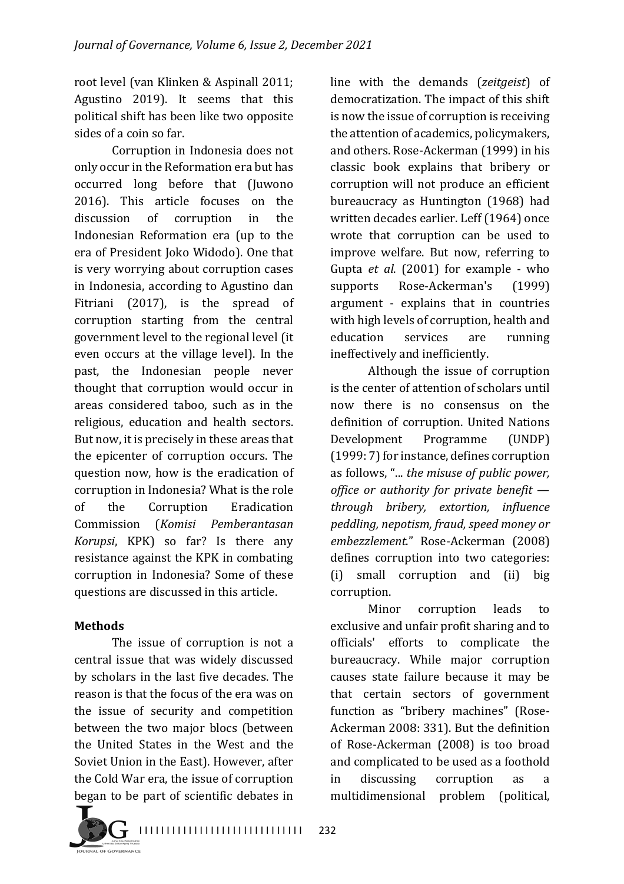root level (van Klinken & Aspinall 2011; Agustino 2019). It seems that this political shift has been like two opposite sides of a coin so far.

Corruption in Indonesia does not only occur in the Reformation era but has occurred long before that (Juwono 2016). This article focuses on the discussion of corruption in the Indonesian Reformation era (up to the era of President Joko Widodo). One that is very worrying about corruption cases in Indonesia, according to Agustino dan Fitriani (2017), is the spread of corruption starting from the central government level to the regional level (it even occurs at the village level). In the past, the Indonesian people never thought that corruption would occur in areas considered taboo, such as in the religious, education and health sectors. But now, it is precisely in these areas that the epicenter of corruption occurs. The question now, how is the eradication of corruption in Indonesia? What is the role of the Corruption Eradication Commission (*Komisi Pemberantasan Korupsi*, KPK) so far? Is there any resistance against the KPK in combating corruption in Indonesia? Some of these questions are discussed in this article.

## Methods

The issue of corruption is not a central issue that was widely discussed by scholars in the last five decades. The reason is that the focus of the era was on the issue of security and competition between the two major blocs (between the United States in the West and the Soviet Union in the East). However, after the Cold War era, the issue of corruption began to be part of scientific debates in line with the demands (*zeitgeist*) of democratization. The impact of this shift is now the issue of corruption is receiving the attention of academics, policymakers, and others. Rose-Ackerman (1999) in his classic book explains that bribery or corruption will not produce an efficient bureaucracy as Huntington (1968) had written decades earlier. Leff (1964) once wrote that corruption can be used to improve welfare. But now, referring to Gupta *et al*. (2001) for example - who supports Rose-Ackerman's (1999) argument - explains that in countries with high levels of corruption, health and education services are running ineffectively and inefficiently.

Although the issue of corruption is the center of attention of scholars until now there is no consensus on the definition of corruption. United Nations Development Programme (UNDP) (1999: 7) for instance, defines corruption as follows, "... *the misuse of public power, office or authority for private benefit — through bribery, extortion, influence peddling, nepotism, fraud, speed money or embezzlement*." Rose-Ackerman (2008) defines corruption into two categories: (i) small corruption and (ii) big corruption.

Minor corruption leads to exclusive and unfair profit sharing and to officials' efforts to complicate the bureaucracy. While major corruption causes state failure because it may be that certain sectors of government function as "bribery machines" (Rose-Ackerman 2008: 331). But the definition of Rose-Ackerman (2008) is too broad and complicated to be used as a foothold in discussing corruption as a multidimensional problem (political,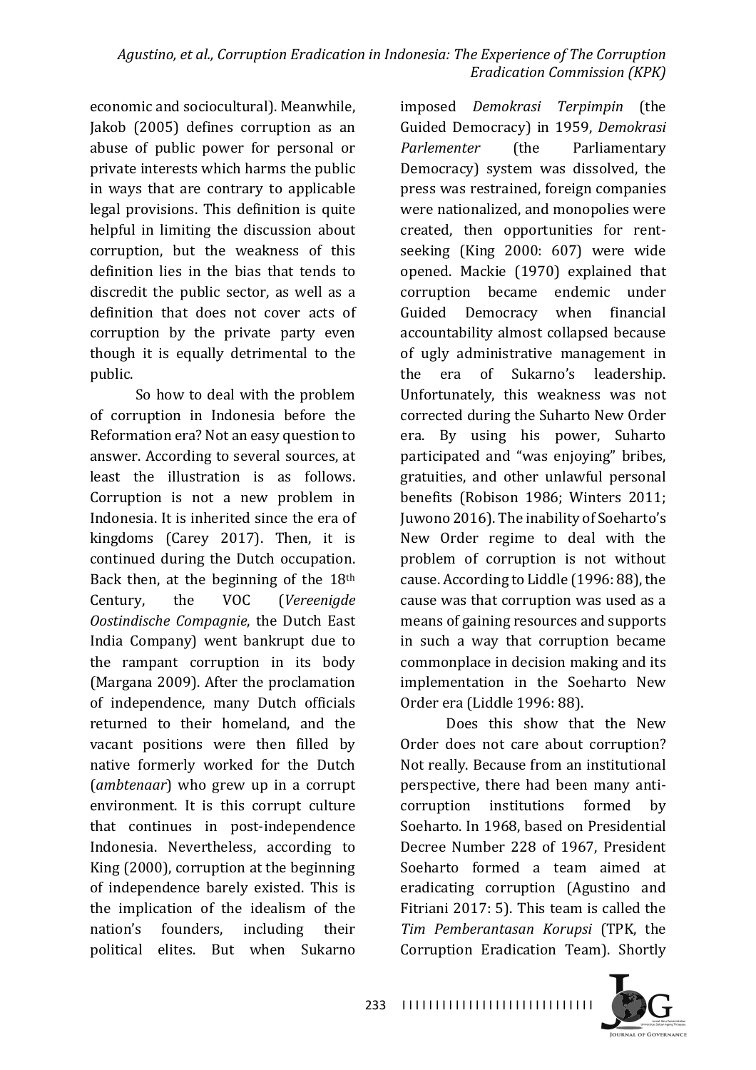economic and sociocultural). Meanwhile, Jakob (2005) defines corruption as an abuse of public power for personal or private interests which harms the public in ways that are contrary to applicable legal provisions. This definition is quite helpful in limiting the discussion about corruption, but the weakness of this definition lies in the bias that tends to discredit the public sector, as well as a definition that does not cover acts of corruption by the private party even though it is equally detrimental to the public.

So how to deal with the problem of corruption in Indonesia before the Reformation era? Not an easy question to answer. According to several sources, at least the illustration is as follows. Corruption is not a new problem in Indonesia. It is inherited since the era of kingdoms (Carey 2017). Then, it is continued during the Dutch occupation. Back then, at the beginning of the 18th Century, the VOC (*Vereenigde Oostindische Compagnie*, the Dutch East India Company) went bankrupt due to the rampant corruption in its body (Margana 2009). After the proclamation of independence, many Dutch officials returned to their homeland, and the vacant positions were then filled by native formerly worked for the Dutch (*ambtenaar*) who grew up in a corrupt environment. It is this corrupt culture that continues in post-independence Indonesia. Nevertheless, according to King (2000), corruption at the beginning of independence barely existed. This is the implication of the idealism of the nation's founders, including their political elites. But when Sukarno imposed *Demokrasi Terpimpin* (the Guided Democracy) in 1959, *Demokrasi Parlementer* (the Parliamentary Democracy) system was dissolved, the press was restrained, foreign companies were nationalized, and monopolies were created, then opportunities for rent-seeking (King 2000: 607) were wide opened. Mackie (1970) explained that corruption became endemic under Guided Democracy when financial accountability almost collapsed because of ugly administrative management in the era of Sukarno's leadership. Unfortunately, this weakness was not corrected during the Suharto New Order era. By using his power, Suharto participated and "was enjoying" bribes, gratuities, and other unlawful personal benefits (Robison 1986; Winters 2011; Juwono 2016). The inability of Soeharto's New Order regime to deal with the problem of corruption is not without cause. According to Liddle (1996: 88), the cause was that corruption was used as a means of gaining resources and supports in such a way that corruption became commonplace in decision making and its implementation in the Soeharto New Order era (Liddle 1996: 88).

Does this show that the New Order does not care about corruption? Not really. Because from an institutional perspective, there had been many anti-corruption institutions formed by Soeharto. In 1968, based on Presidential Decree Number 228 of 1967, President Soeharto formed a team aimed at eradicating corruption (Agustino and Fitriani 2017: 5). This team is called the *Tim Pemberantasan Korupsi* (TPK, the Corruption Eradication Team). Shortly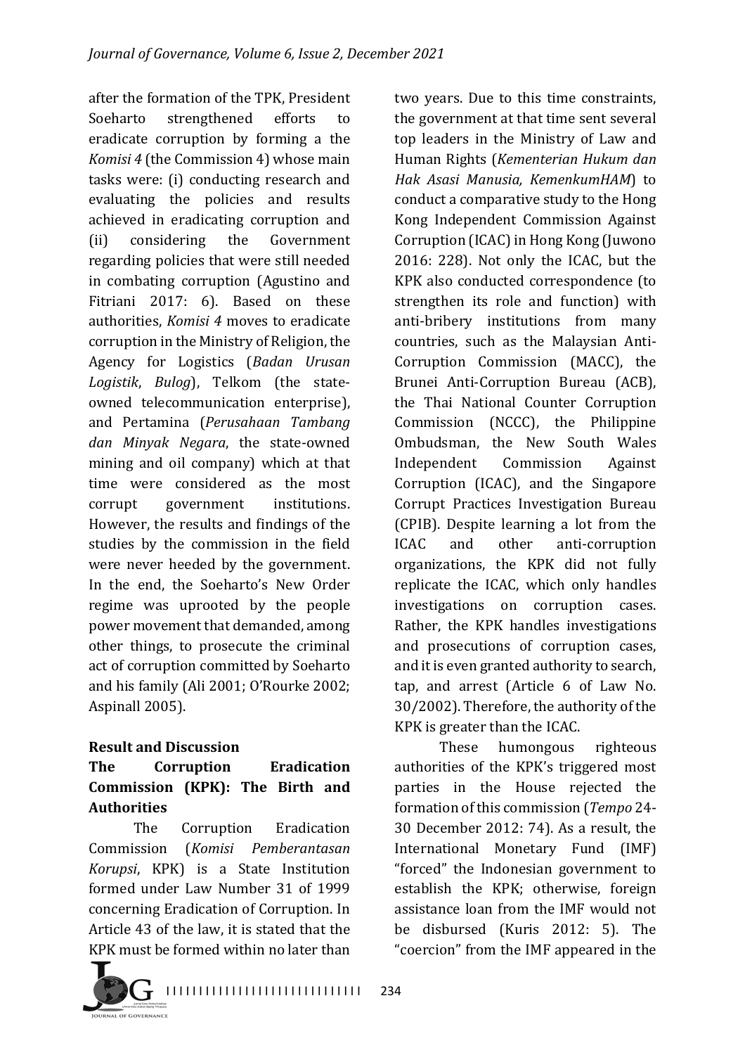after the formation of the TPK, President Soeharto strengthened efforts to eradicate corruption by forming a the *Komisi 4* (the Commission 4) whose main tasks were: (i) conducting research and evaluating the policies and results achieved in eradicating corruption and (ii) considering the Government regarding policies that were still needed in combating corruption (Agustino and Fitriani 2017: 6). Based on these authorities, *Komisi 4* moves to eradicate corruption in the Ministry of Religion, the Agency for Logistics (*Badan Urusan Logistik*, *Bulog*), Telkom (the state-owned telecommunication enterprise), and Pertamina (*Perusahaan Tambang dan Minyak Negara*, the state-owned mining and oil company) which at that time were considered as the most corrupt government institutions. However, the results and findings of the studies by the commission in the field were never heeded by the government. In the end, the Soeharto's New Order regime was uprooted by the people power movement that demanded, among other things, to prosecute the criminal act of corruption committed by Soeharto and his family (Ali 2001; O'Rourke 2002; Aspinall 2005).

## Result and Discussion

### The Corruption Eradication Commission (KPK): The Birth and Authorities

The Corruption Eradication Commission (*Komisi Pemberantasan Korupsi*, KPK) is a State Institution formed under Law Number 31 of 1999 concerning Eradication of Corruption. In Article 43 of the law, it is stated that the KPK must be formed within no later than two years. Due to this time constraints, the government at that time sent several top leaders in the Ministry of Law and Human Rights (*Kementerian Hukum dan Hak Asasi Manusia, KemenkumHAM*) to conduct a comparative study to the Hong Kong Independent Commission Against Corruption (ICAC) in Hong Kong (Juwono 2016: 228). Not only the ICAC, but the KPK also conducted correspondence (to strengthen its role and function) with anti-bribery institutions from many countries, such as the Malaysian Anti-Corruption Commission (MACC), the Brunei Anti-Corruption Bureau (ACB), the Thai National Counter Corruption Commission (NCCC), the Philippine Ombudsman, the New South Wales Independent Commission Against Corruption (ICAC), and the Singapore Corrupt Practices Investigation Bureau (CPIB). Despite learning a lot from the ICAC and other anti-corruption organizations, the KPK did not fully replicate the ICAC, which only handles investigations on corruption cases. Rather, the KPK handles investigations and prosecutions of corruption cases, and it is even granted authority to search, tap, and arrest (Article 6 of Law No. 30/2002). Therefore, the authority of the KPK is greater than the ICAC.

These humongous righteous authorities of the KPK's triggered most parties in the House rejected the formation of this commission (*Tempo* 24-30 December 2012: 74). As a result, the International Monetary Fund (IMF) "forced" the Indonesian government to establish the KPK; otherwise, foreign assistance loan from the IMF would not be disbursed (Kuris 2012: 5). The "coercion" from the IMF appeared in the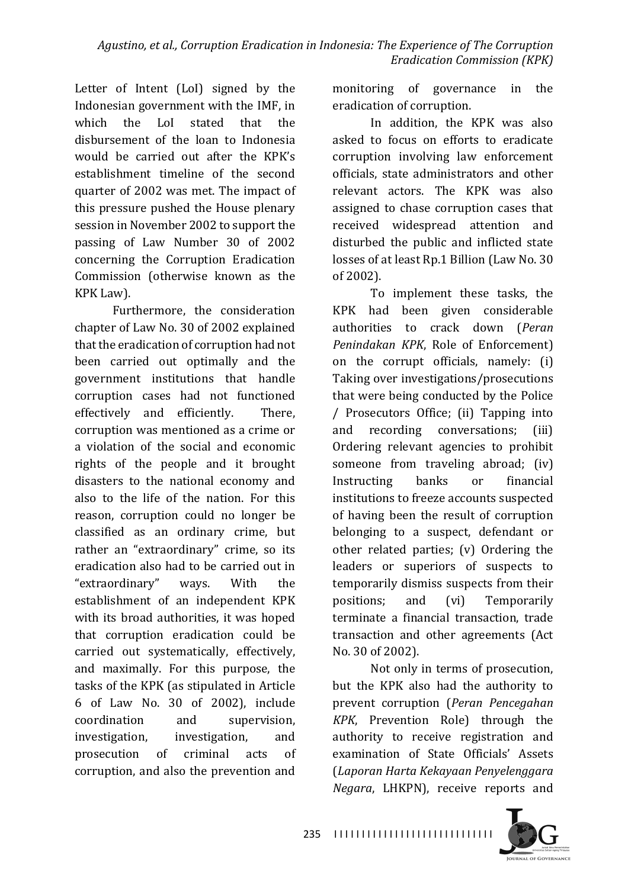Letter of Intent (LoI) signed by the Indonesian government with the IMF, in which the LoI stated that the disbursement of the loan to Indonesia would be carried out after the KPK's establishment timeline of the second quarter of 2002 was met. The impact of this pressure pushed the House plenary session in November 2002 to support the passing of Law Number 30 of 2002 concerning the Corruption Eradication Commission (otherwise known as the KPK Law).

Furthermore, the consideration chapter of Law No. 30 of 2002 explained that the eradication of corruption had not been carried out optimally and the government institutions that handle corruption cases had not functioned effectively and efficiently. There, corruption was mentioned as a crime or a violation of the social and economic rights of the people and it brought disasters to the national economy and also to the life of the nation. For this reason, corruption could no longer be classified as an ordinary crime, but rather an "extraordinary" crime, so its eradication also had to be carried out in "extraordinary" ways. With the establishment of an independent KPK with its broad authorities, it was hoped that corruption eradication could be carried out systematically, effectively, and maximally. For this purpose, the tasks of the KPK (as stipulated in Article 6 of Law No. 30 of 2002), include coordination and supervision, investigation, investigation, and prosecution of criminal acts of corruption, and also the prevention and monitoring of governance in the eradication of corruption.

In addition, the KPK was also asked to focus on efforts to eradicate corruption involving law enforcement officials, state administrators and other relevant actors. The KPK was also assigned to chase corruption cases that received widespread attention and disturbed the public and inflicted state losses of at least Rp.1 Billion (Law No. 30 of 2002).

To implement these tasks, the KPK had been given considerable authorities to crack down (*Peran Penindakan KPK*, Role of Enforcement) on the corrupt officials, namely: (i) Taking over investigations/prosecutions that were being conducted by the Police / Prosecutors Office; (ii) Tapping into and recording conversations; (iii) Ordering relevant agencies to prohibit someone from traveling abroad; (iv) Instructing banks or financial institutions to freeze accounts suspected of having been the result of corruption belonging to a suspect, defendant or other related parties; (v) Ordering the leaders or superiors of suspects to temporarily dismiss suspects from their positions; and (vi) Temporarily terminate a financial transaction, trade transaction and other agreements (Act No. 30 of 2002).

Not only in terms of prosecution, but the KPK also had the authority to prevent corruption (*Peran Pencegahan KPK*, Prevention Role) through the authority to receive registration and examination of State Officials' Assets (*Laporan Harta Kekayaan Penyelenggara Negara*, LHKPN), receive reports and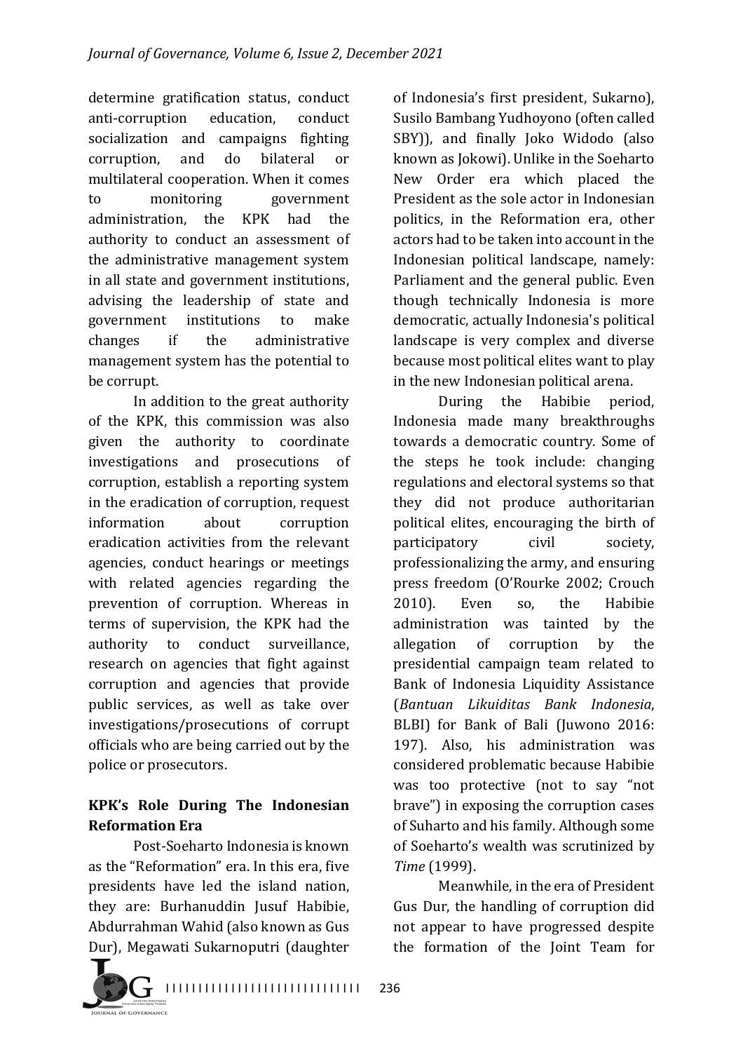determine gratification status, conduct anti-corruption education, conduct socialization and campaigns fighting corruption, and do bilateral or multilateral cooperation. When it comes to monitoring government administration, the KPK had the authority to conduct an assessment of the administrative management system in all state and government institutions, advising the leadership of state and government institutions to make changes if the administrative management system has the potential to be corrupt.

In addition to the great authority of the KPK, this commission was also given the authority to coordinate investigations and prosecutions of corruption, establish a reporting system in the eradication of corruption, request information about corruption eradication activities from the relevant agencies, conduct hearings or meetings with related agencies regarding the prevention of corruption. Whereas in terms of supervision, the KPK had the authority to conduct surveillance, research on agencies that fight against corruption and agencies that provide public services, as well as take over investigations/prosecutions of corrupt officials who are being carried out by the police or prosecutors.

## KPK's Role During The Indonesian Reformation Era

Post-Soeharto Indonesia is known as the "Reformation" era. In this era, five presidents have led the island nation, they are: Burhanuddin Jusuf Habibie, Abdurrahman Wahid (also known as Gus Dur), Megawati Sukarnoputri (daughter of Indonesia's first president, Sukarno), Susilo Bambang Yudhoyono (often called SBY)), and finally Joko Widodo (also known as Jokowi). Unlike in the Soeharto New Order era which placed the President as the sole actor in Indonesian politics, in the Reformation era, other actors had to be taken into account in the Indonesian political landscape, namely: Parliament and the general public. Even though technically Indonesia is more democratic, actually Indonesia's political landscape is very complex and diverse because most political elites want to play in the new Indonesian political arena.

During the Habibie period, Indonesia made many breakthroughs towards a democratic country. Some of the steps he took include: changing regulations and electoral systems so that they did not produce authoritarian political elites, encouraging the birth of participatory civil society, professionalizing the army, and ensuring press freedom (O'Rourke 2002; Crouch 2010). Even so, the Habibie administration was tainted by the allegation of corruption by the presidential campaign team related to Bank of Indonesia Liquidity Assistance (*Bantuan Likuiditas Bank Indonesia*, BLBI) for Bank of Bali (Juwono 2016: 197). Also, his administration was considered problematic because Habibie was too protective (not to say "not brave") in exposing the corruption cases of Suharto and his family. Although some of Soeharto's wealth was scrutinized by *Time* (1999).

Meanwhile, in the era of President Gus Dur, the handling of corruption did not appear to have progressed despite the formation of the Joint Team for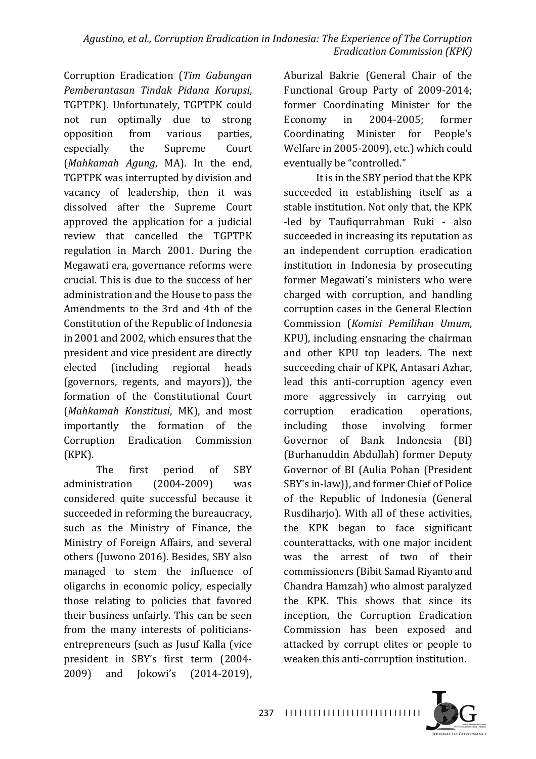Corruption Eradication (*Tim Gabungan Pemberantasan Tindak Pidana Korupsi*, TGPTPK). Unfortunately, TGPTPK could not run optimally due to strong opposition from various parties, especially the Supreme Court (*Mahkamah Agung*, MA). In the end, TGPTPK was interrupted by division and vacancy of leadership, then it was dissolved after the Supreme Court approved the application for a judicial review that cancelled the TGPTPK regulation in March 2001. During the Megawati era, governance reforms were crucial. This is due to the success of her administration and the House to pass the Amendments to the 3rd and 4th of the Constitution of the Republic of Indonesia in 2001 and 2002, which ensures that the president and vice president are directly elected (including regional heads (governors, regents, and mayors)), the formation of the Constitutional Court (*Mahkamah Konstitusi*, MK), and most importantly the formation of the Corruption Eradication Commission (KPK).

The first period of SBY administration (2004-2009) was considered quite successful because it succeeded in reforming the bureaucracy, such as the Ministry of Finance, the Ministry of Foreign Affairs, and several others (Juwono 2016). Besides, SBY also managed to stem the influence of oligarchs in economic policy, especially those relating to policies that favored their business unfairly. This can be seen from the many interests of politicians-entrepreneurs (such as Jusuf Kalla (vice president in SBY's first term (2004-2009) and Jokowi's (2014-2019), Aburizal Bakrie (General Chair of the Functional Group Party of 2009-2014; former Coordinating Minister for the Economy in 2004-2005; former Coordinating Minister for People's Welfare in 2005-2009), etc.) which could eventually be "controlled."

It is in the SBY period that the KPK succeeded in establishing itself as a stable institution. Not only that, the KPK -led by Taufiqurrahman Ruki - also succeeded in increasing its reputation as an independent corruption eradication institution in Indonesia by prosecuting former Megawati's ministers who were charged with corruption, and handling corruption cases in the General Election Commission (*Komisi Pemilihan Umum*, KPU), including ensnaring the chairman and other KPU top leaders. The next succeeding chair of KPK, Antasari Azhar, lead this anti-corruption agency even more aggressively in carrying out corruption eradication operations, including those involving former Governor of Bank Indonesia (BI) (Burhanuddin Abdullah) former Deputy Governor of BI (Aulia Pohan (President SBY's in-law)), and former Chief of Police of the Republic of Indonesia (General Rusdiharjo). With all of these activities, the KPK began to face significant counterattacks, with one major incident was the arrest of two of their commissioners (Bibit Samad Riyanto and Chandra Hamzah) who almost paralyzed the KPK. This shows that since its inception, the Corruption Eradication Commission has been exposed and attacked by corrupt elites or people to weaken this anti-corruption institution.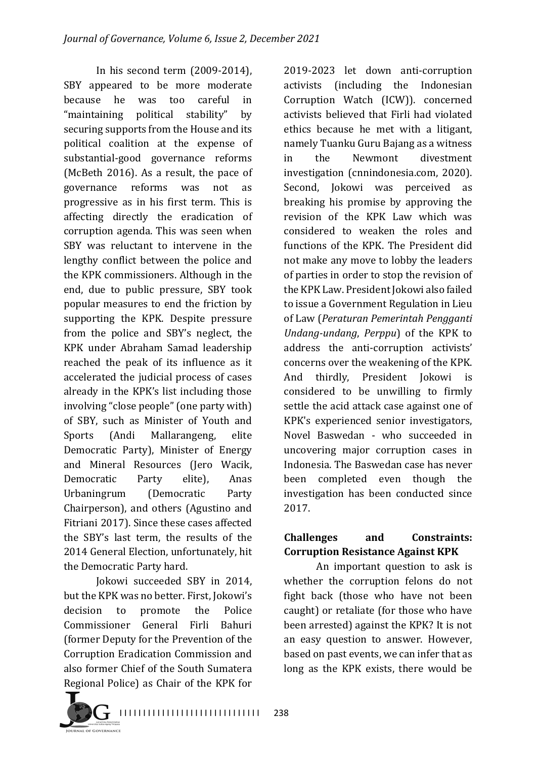In his second term (2009-2014), SBY appeared to be more moderate because he was too careful in "maintaining political stability" by securing supports from the House and its political coalition at the expense of substantial-good governance reforms (McBeth 2016). As a result, the pace of governance reforms was not as progressive as in his first term. This is affecting directly the eradication of corruption agenda. This was seen when SBY was reluctant to intervene in the lengthy conflict between the police and the KPK commissioners. Although in the end, due to public pressure, SBY took popular measures to end the friction by supporting the KPK. Despite pressure from the police and SBY's neglect, the KPK under Abraham Samad leadership reached the peak of its influence as it accelerated the judicial process of cases already in the KPK's list including those involving "close people" (one party with) of SBY, such as Minister of Youth and Sports (Andi Mallarangeng, elite Democratic Party), Minister of Energy and Mineral Resources (Jero Wacik, Democratic Party elite), Anas Urbaningrum (Democratic Party Chairperson), and others (Agustino and Fitriani 2017). Since these cases affected the SBY's last term, the results of the 2014 General Election, unfortunately, hit the Democratic Party hard.

Jokowi succeeded SBY in 2014, but the KPK was no better. First, Jokowi's decision to promote the Police Commissioner General Firli Bahuri (former Deputy for the Prevention of the Corruption Eradication Commission and also former Chief of the South Sumatera Regional Police) as Chair of the KPK for 2019-2023 let down anti-corruption activists (including the Indonesian Corruption Watch (ICW)). concerned activists believed that Firli had violated ethics because he met with a litigant, namely Tuanku Guru Bajang as a witness in the Newmont divestment investigation (cnnindonesia.com, 2020). Second, Jokowi was perceived as breaking his promise by approving the revision of the KPK Law which was considered to weaken the roles and functions of the KPK. The President did not make any move to lobby the leaders of parties in order to stop the revision of the KPK Law. President Jokowi also failed to issue a Government Regulation in Lieu of Law (*Peraturan Pemerintah Pengganti Undang-undang*, *Perppu*) of the KPK to address the anti-corruption activists' concerns over the weakening of the KPK. And thirdly, President Jokowi is considered to be unwilling to firmly settle the acid attack case against one of KPK's experienced senior investigators, Novel Baswedan - who succeeded in uncovering major corruption cases in Indonesia. The Baswedan case has never been completed even though the investigation has been conducted since 2017.

## Challenges and Constraints: Corruption Resistance Against KPK

An important question to ask is whether the corruption felons do not fight back (those who have not been caught) or retaliate (for those who have been arrested) against the KPK? It is not an easy question to answer. However, based on past events, we can infer that as long as the KPK exists, there would be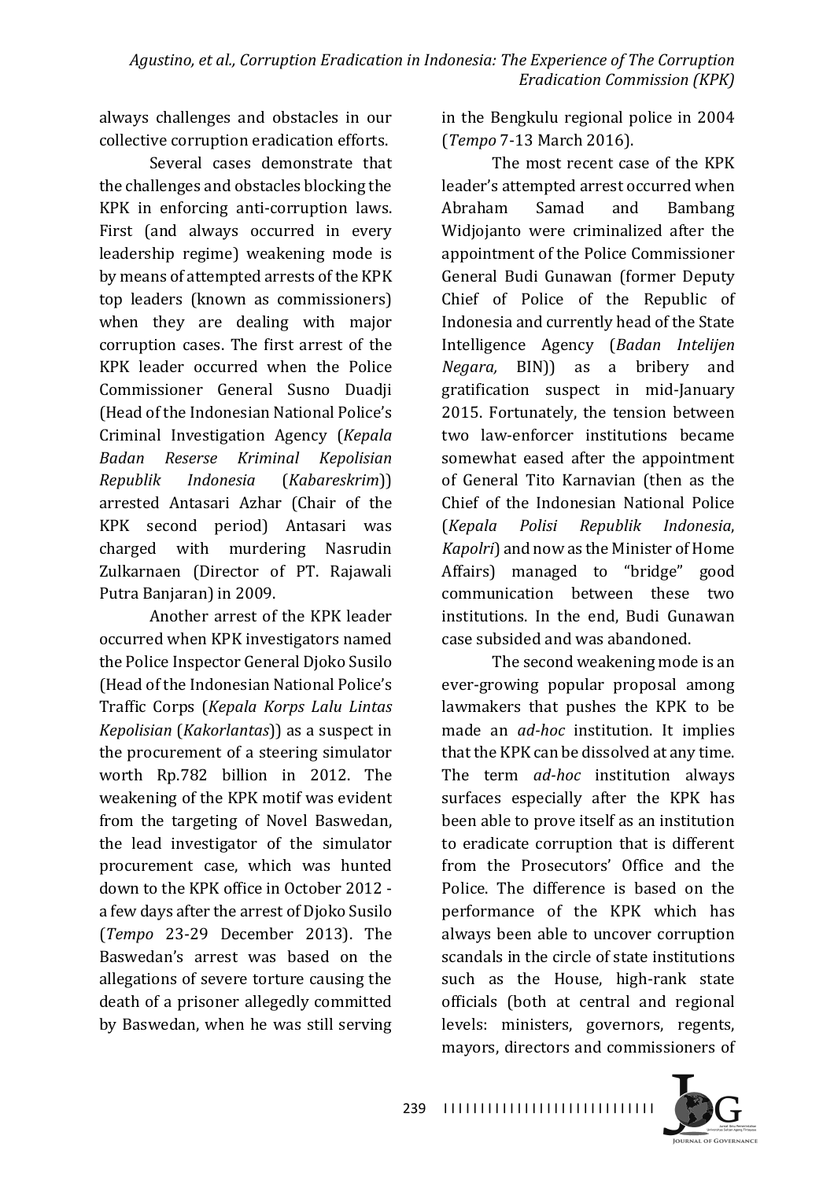always challenges and obstacles in our collective corruption eradication efforts.

Several cases demonstrate that the challenges and obstacles blocking the KPK in enforcing anti-corruption laws. First (and always occurred in every leadership regime) weakening mode is by means of attempted arrests of the KPK top leaders (known as commissioners) when they are dealing with major corruption cases. The first arrest of the KPK leader occurred when the Police Commissioner General Susno Duadji (Head of the Indonesian National Police's Criminal Investigation Agency (*Kepala Badan Reserse Kriminal Kepolisian Republik Indonesia* (*Kabareskrim*)) arrested Antasari Azhar (Chair of the KPK second period) Antasari was charged with murdering Nasrudin Zulkarnaen (Director of PT. Rajawali Putra Banjaran) in 2009.

Another arrest of the KPK leader occurred when KPK investigators named the Police Inspector General Djoko Susilo (Head of the Indonesian National Police's Traffic Corps (*Kepala Korps Lalu Lintas Kepolisian* (*Kakorlantas*)) as a suspect in the procurement of a steering simulator worth Rp.782 billion in 2012. The weakening of the KPK motif was evident from the targeting of Novel Baswedan, the lead investigator of the simulator procurement case, which was hunted down to the KPK office in October 2012 - a few days after the arrest of Djoko Susilo (*Tempo* 23-29 December 2013). The Baswedan's arrest was based on the allegations of severe torture causing the death of a prisoner allegedly committed by Baswedan, when he was still serving in the Bengkulu regional police in 2004 (*Tempo* 7-13 March 2016).

The most recent case of the KPK leader's attempted arrest occurred when Abraham Samad and Bambang Widjojanto were criminalized after the appointment of the Police Commissioner General Budi Gunawan (former Deputy Chief of Police of the Republic of Indonesia and currently head of the State Intelligence Agency (*Badan Intelijen Negara,* BIN)) as a bribery and gratification suspect in mid-January 2015. Fortunately, the tension between two law-enforcer institutions became somewhat eased after the appointment of General Tito Karnavian (then as the Chief of the Indonesian National Police (*Kepala Polisi Republik Indonesia*, *Kapolri*) and now as the Minister of Home Affairs) managed to "bridge" good communication between these two institutions. In the end, Budi Gunawan case subsided and was abandoned.

The second weakening mode is an ever-growing popular proposal among lawmakers that pushes the KPK to be made an *ad-hoc* institution. It implies that the KPK can be dissolved at any time. The term *ad-hoc* institution always surfaces especially after the KPK has been able to prove itself as an institution to eradicate corruption that is different from the Prosecutors' Office and the Police. The difference is based on the performance of the KPK which has always been able to uncover corruption scandals in the circle of state institutions such as the House, high-rank state officials (both at central and regional levels: ministers, governors, regents, mayors, directors and commissioners of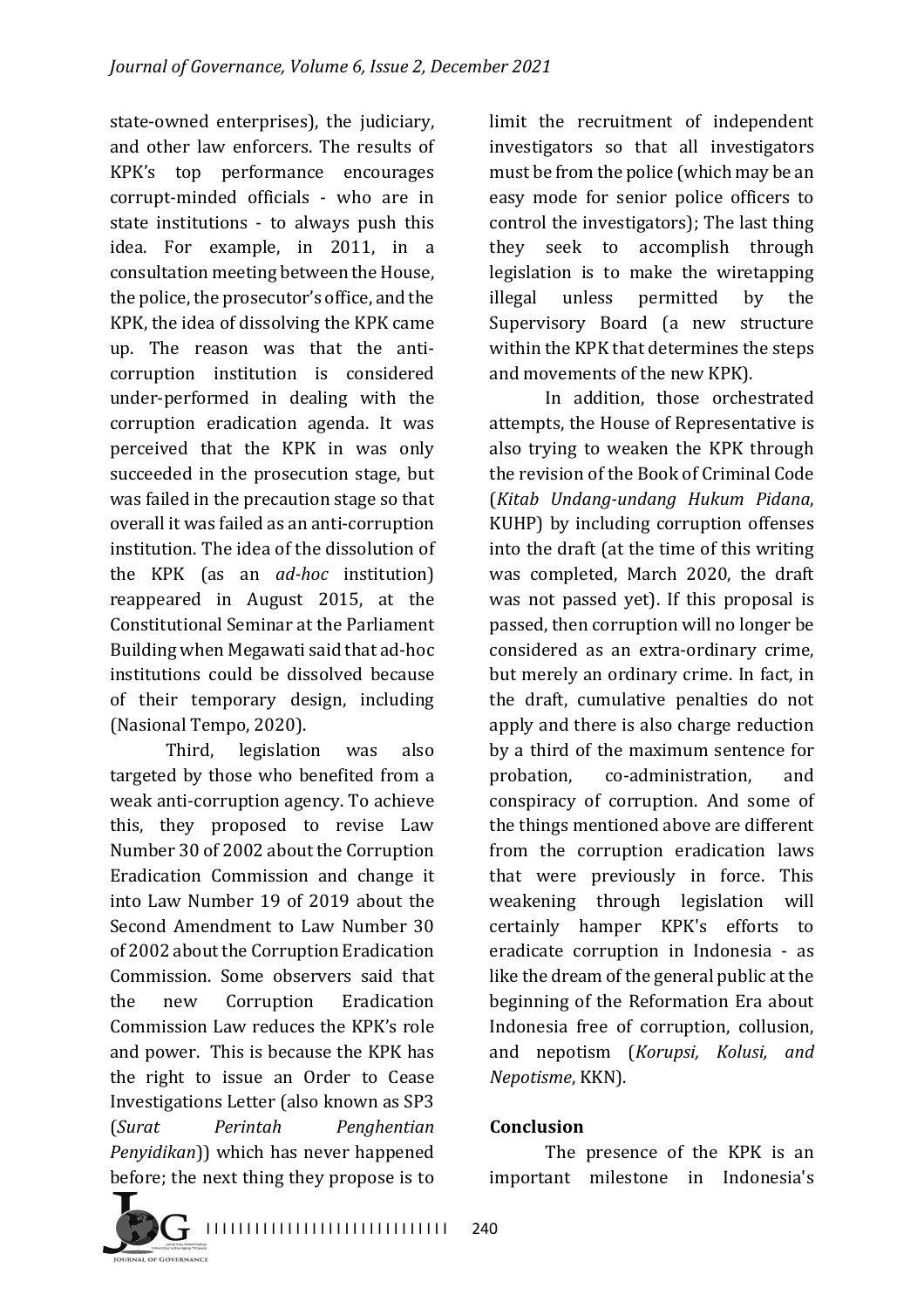state-owned enterprises), the judiciary, and other law enforcers. The results of KPK's top performance encourages corrupt-minded officials - who are in state institutions - to always push this idea. For example, in 2011, in a consultation meeting between the House, the police, the prosecutor's office, and the KPK, the idea of dissolving the KPK came up. The reason was that the anti-corruption institution is considered under-performed in dealing with the corruption eradication agenda. It was perceived that the KPK in was only succeeded in the prosecution stage, but was failed in the precaution stage so that overall it was failed as an anti-corruption institution. The idea of the dissolution of the KPK (as an *ad-hoc* institution) reappeared in August 2015, at the Constitutional Seminar at the Parliament Building when Megawati said that ad-hoc institutions could be dissolved because of their temporary design, including (Nasional Tempo, 2020).

Third, legislation was also targeted by those who benefited from a weak anti-corruption agency. To achieve this, they proposed to revise Law Number 30 of 2002 about the Corruption Eradication Commission and change it into Law Number 19 of 2019 about the Second Amendment to Law Number 30 of 2002 about the Corruption Eradication Commission. Some observers said that the new Corruption Eradication Commission Law reduces the KPK's role and power. This is because the KPK has the right to issue an Order to Cease Investigations Letter (also known as SP3 (*Surat Perintah Penghentian Penyidikan*)) which has never happened before; the next thing they propose is to limit the recruitment of independent investigators so that all investigators must be from the police (which may be an easy mode for senior police officers to control the investigators); The last thing they seek to accomplish through legislation is to make the wiretapping illegal unless permitted by the Supervisory Board (a new structure within the KPK that determines the steps and movements of the new KPK).

In addition, those orchestrated attempts, the House of Representative is also trying to weaken the KPK through the revision of the Book of Criminal Code (*Kitab Undang-undang Hukum Pidana*, KUHP) by including corruption offenses into the draft (at the time of this writing was completed, March 2020, the draft was not passed yet). If this proposal is passed, then corruption will no longer be considered as an extra-ordinary crime, but merely an ordinary crime. In fact, in the draft, cumulative penalties do not apply and there is also charge reduction by a third of the maximum sentence for probation, co-administration, and conspiracy of corruption. And some of the things mentioned above are different from the corruption eradication laws that were previously in force. This weakening through legislation will certainly hamper KPK's efforts to eradicate corruption in Indonesia - as like the dream of the general public at the beginning of the Reformation Era about Indonesia free of corruption, collusion, and nepotism (*Korupsi, Kolusi, and Nepotisme*, KKN).

## Conclusion

The presence of the KPK is an important milestone in Indonesia's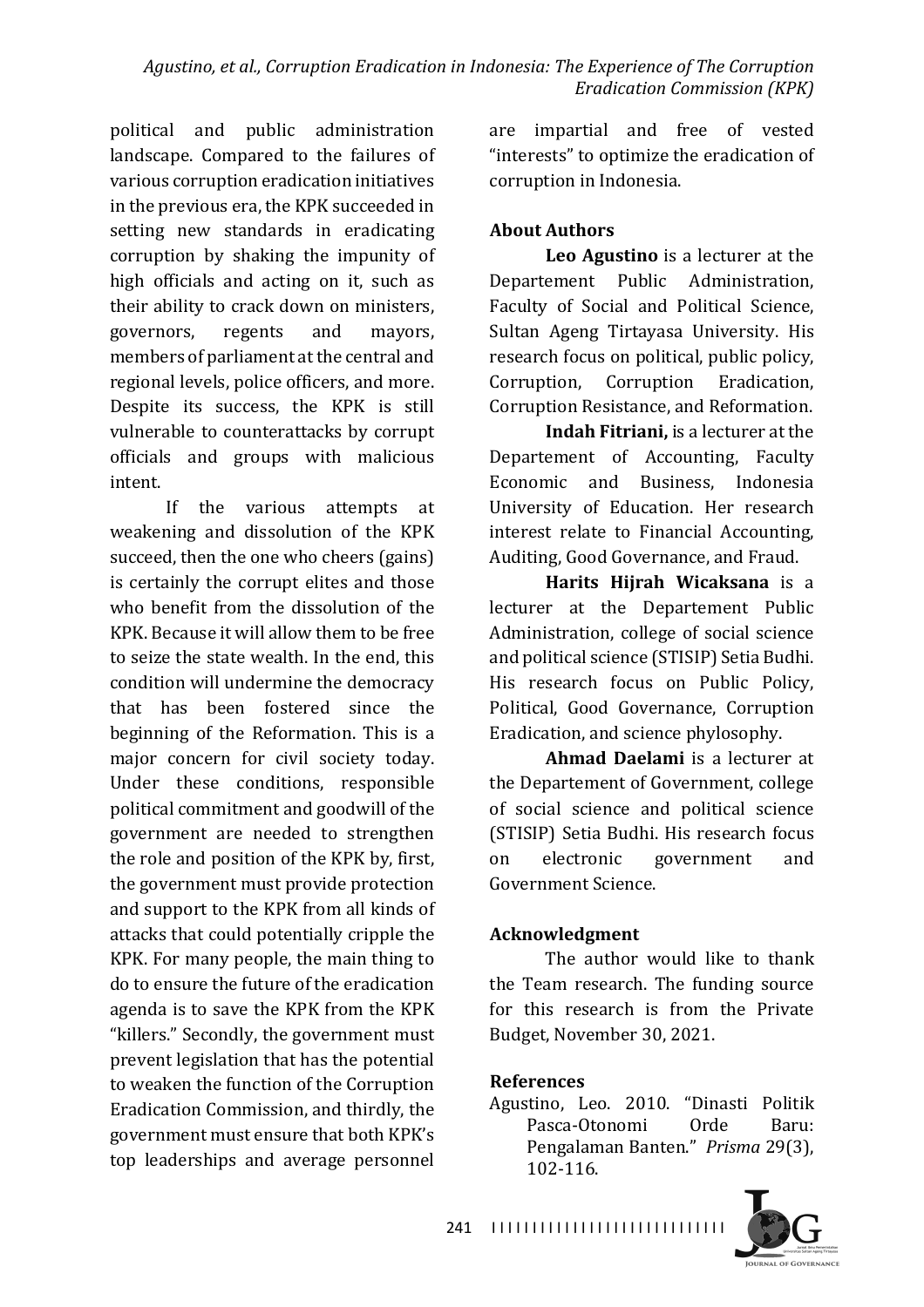political and public administration landscape. Compared to the failures of various corruption eradication initiatives in the previous era, the KPK succeeded in setting new standards in eradicating corruption by shaking the impunity of high officials and acting on it, such as their ability to crack down on ministers, governors, regents and mayors, members of parliament at the central and regional levels, police officers, and more. Despite its success, the KPK is still vulnerable to counterattacks by corrupt officials and groups with malicious intent.

If the various attempts at weakening and dissolution of the KPK succeed, then the one who cheers (gains) is certainly the corrupt elites and those who benefit from the dissolution of the KPK. Because it will allow them to be free to seize the state wealth. In the end, this condition will undermine the democracy that has been fostered since the beginning of the Reformation. This is a major concern for civil society today. Under these conditions, responsible political commitment and goodwill of the government are needed to strengthen the role and position of the KPK by, first, the government must provide protection and support to the KPK from all kinds of attacks that could potentially cripple the KPK. For many people, the main thing to do to ensure the future of the eradication agenda is to save the KPK from the KPK "killers." Secondly, the government must prevent legislation that has the potential to weaken the function of the Corruption Eradication Commission, and thirdly, the government must ensure that both KPK's top leaderships and average personnel are impartial and free of vested "interests" to optimize the eradication of corruption in Indonesia.

## About Authors

**Leo Agustino** is a lecturer at the Departement Public Administration, Faculty of Social and Political Science, Sultan Ageng Tirtayasa University. His research focus on political, public policy, Corruption, Corruption Eradication, Corruption Resistance, and Reformation.

**Indah Fitriani,** is a lecturer at the Departement of Accounting, Faculty Economic and Business, Indonesia University of Education. Her research interest relate to Financial Accounting, Auditing, Good Governance, and Fraud.

**Harits Hijrah Wicaksana** is a lecturer at the Departement Public Administration, college of social science and political science (STISIP) Setia Budhi. His research focus on Public Policy, Political, Good Governance, Corruption Eradication, and science phylosophy.

**Ahmad Daelami** is a lecturer at the Departement of Government, college of social science and political science (STISIP) Setia Budhi. His research focus on electronic government and Government Science.

## Acknowledgment

The author would like to thank the Team research. The funding source for this research is from the Private Budget, November 30, 2021.

## References

Agustino, Leo. 2010. "Dinasti Politik Pasca-Otonomi Orde Baru: Pengalaman Banten." *Prisma* 29(3), 102-116.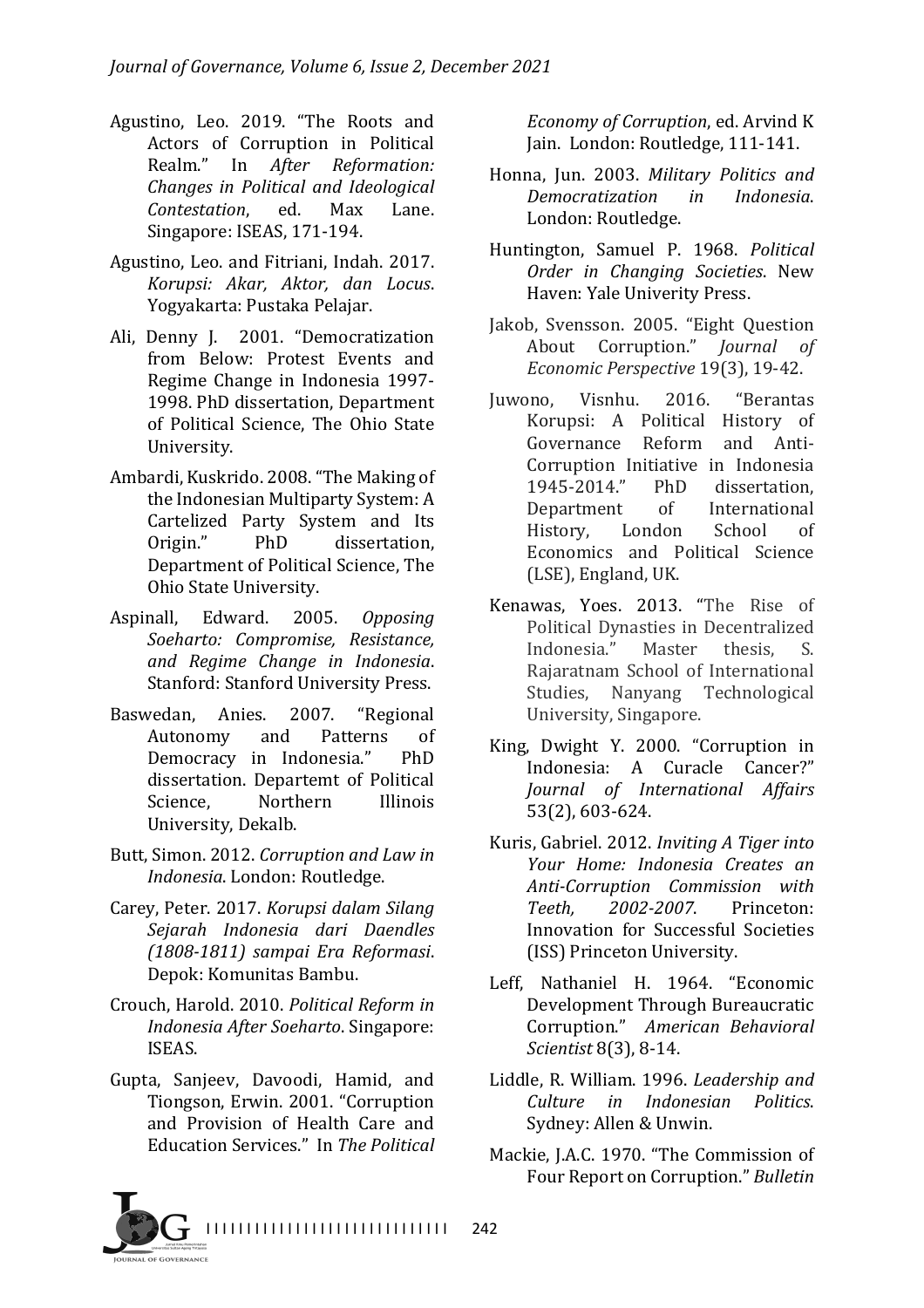Agustino, Leo. 2019. “The Roots and Actors of Corruption in Political Realm.” In *After Reformation: Changes in Political and Ideological Contestation*, ed. Max Lane. Singapore: ISEAS, 171-194.

Agustino, Leo. and Fitriani, Indah. 2017. *Korupsi: Akar, Aktor, dan Locus*. Yogyakarta: Pustaka Pelajar.

Ali, Denny J. 2001. “Democratization from Below: Protest Events and Regime Change in Indonesia 1997-1998. PhD dissertation, Department of Political Science, The Ohio State University.

Ambardi, Kuskrido. 2008. “The Making of the Indonesian Multiparty System: A Cartelized Party System and Its Origin.” PhD dissertation, Department of Political Science, The Ohio State University.

Aspinall, Edward. 2005. *Opposing Soeharto: Compromise, Resistance, and Regime Change in Indonesia*. Stanford: Stanford University Press.

Baswedan, Anies. 2007. “Regional Autonomy and Patterns of Democracy in Indonesia.” PhD dissertation. Departemt of Political Science, Northern Illinois University, Dekalb.

Butt, Simon. 2012. *Corruption and Law in Indonesia*. London: Routledge.

Carey, Peter. 2017. *Korupsi dalam Silang Sejarah Indonesia dari Daendles (1808-1811) sampai Era Reformasi*. Depok: Komunitas Bambu.

Crouch, Harold. 2010. *Political Reform in Indonesia After Soeharto*. Singapore: ISEAS.

Gupta, Sanjeev, Davoodi, Hamid, and Tiongson, Erwin. 2001. “Corruption and Provision of Health Care and Education Services.” In *The Political Economy of Corruption*, ed. Arvind K Jain. London: Routledge, 111-141.

Honna, Jun. 2003. *Military Politics and Democratization in Indonesia*. London: Routledge.

Huntington, Samuel P. 1968. *Political Order in Changing Societies*. New Haven: Yale Univerity Press.

Jakob, Svensson. 2005. “Eight Question About Corruption.” *Journal of Economic Perspective* 19(3), 19-42.

Juwono, Visnhu. 2016. “Berantas Korupsi: A Political History of Governance Reform and Anti-Corruption Initiative in Indonesia 1945-2014.” PhD dissertation, Department of International History, London School of Economics and Political Science (LSE), England, UK.

Kenawas, Yoes. 2013. “The Rise of Political Dynasties in Decentralized Indonesia.” Master thesis, S. Rajaratnam School of International Studies, Nanyang Technological University, Singapore.

King, Dwight Y. 2000. “Corruption in Indonesia: A Curacle Cancer?” *Journal of International Affairs* 53(2), 603-624.

Kuris, Gabriel. 2012. *Inviting A Tiger into Your Home: Indonesia Creates an Anti-Corruption Commission with Teeth, 2002-2007*. Princeton: Innovation for Successful Societies (ISS) Princeton University.

Leff, Nathaniel H. 1964. “Economic Development Through Bureaucratic Corruption.” *American Behavioral Scientist* 8(3), 8-14.

Liddle, R. William. 1996. *Leadership and Culture in Indonesian Politics*. Sydney: Allen & Unwin.

Mackie, J.A.C. 1970. “The Commission of Four Report on Corruption.” *Bulletin*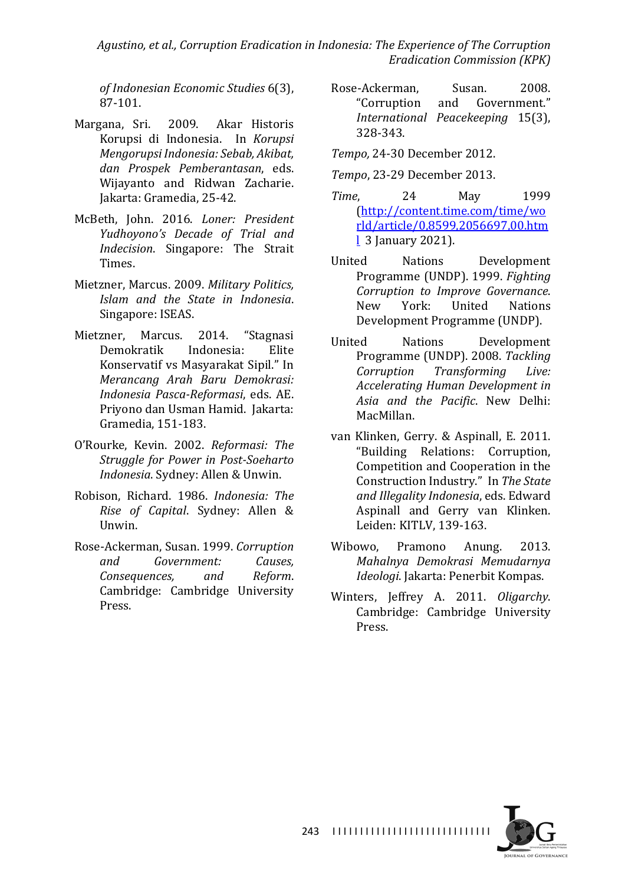*of Indonesian Economic Studies* 6(3), 87-101.

Margana, Sri. 2009. Akar Historis Korupsi di Indonesia. In *Korupsi Mengorupsi Indonesia: Sebab, Akibat, dan Prospek Pemberantasan*, eds. Wijayanto and Ridwan Zacharie. Jakarta: Gramedia, 25-42.

McBeth, John. 2016. *Loner: President Yudhoyono's Decade of Trial and Indecision*. Singapore: The Strait Times.

Mietzner, Marcus. 2009. *Military Politics, Islam and the State in Indonesia*. Singapore: ISEAS.

Mietzner, Marcus. 2014. "Stagnasi Demokratik Indonesia: Elite Konservatif vs Masyarakat Sipil." In *Merancang Arah Baru Demokrasi: Indonesia Pasca-Reformasi*, eds. AE. Priyono dan Usman Hamid. Jakarta: Gramedia, 151-183.

O'Rourke, Kevin. 2002. *Reformasi: The Struggle for Power in Post-Soeharto Indonesia*. Sydney: Allen & Unwin.

Robison, Richard. 1986. *Indonesia: The Rise of Capital*. Sydney: Allen & Unwin.

Rose-Ackerman, Susan. 1999. *Corruption and Government: Causes, Consequences, and Reform*. Cambridge: Cambridge University Press.

Rose-Ackerman, Susan. 2008. "Corruption and Government." *International Peacekeeping* 15(3), 328-343.

*Tempo,* 24-30 December 2012.

*Tempo*, 23-29 December 2013.

*Time*, 24 May 1999 (http://content.time.com/time/world/article/0,8599,2056697,00.html 3 January 2021).

United Nations Development Programme (UNDP). 1999. *Fighting Corruption to Improve Governance*. New York: United Nations Development Programme (UNDP).

United Nations Development Programme (UNDP). 2008. *Tackling Corruption Transforming Live: Accelerating Human Development in Asia and the Pacific*. New Delhi: MacMillan.

van Klinken, Gerry. & Aspinall, E. 2011. "Building Relations: Corruption, Competition and Cooperation in the Construction Industry." In *The State and Illegality Indonesia*, eds. Edward Aspinall and Gerry van Klinken. Leiden: KITLV, 139-163.

Wibowo, Pramono Anung. 2013. *Mahalnya Demokrasi Memudarnya Ideologi*. Jakarta: Penerbit Kompas.

Winters, Jeffrey A. 2011. *Oligarchy*. Cambridge: Cambridge University Press.